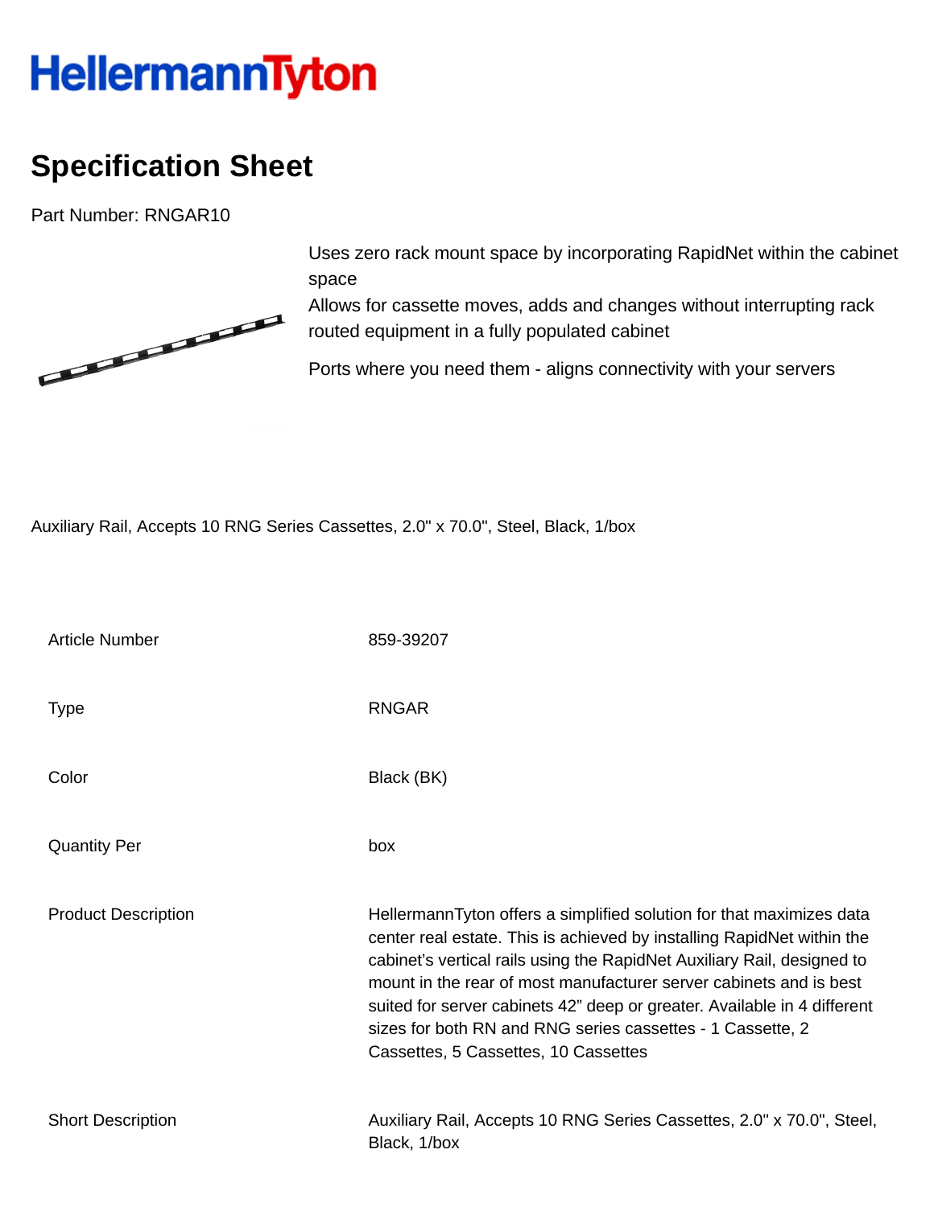# HellermannTyton

## Specification Sheet

Part Number: RNGAR10

Uses zero rack mount space by incorporating RapidNet within the cabinet space

Allows for cassette moves, adds and changes without interrupting rack routed equipment in a fully populated cabinet

Ports where you need them - aligns connectivity with your servers

Auxiliary Rail, Accepts 10 RNG Series Cassettes, 2.0" x 70.0", Steel, Black, 1/box

| | |
|---|---|
| Article Number | 859-39207 |
| Type | RNGAR |
| Color | Black (BK) |
| Quantity Per | box |
| Product Description | HellermannTyton offers a simplified solution for that maximizes data center real estate. This is achieved by installing RapidNet within the cabinet's vertical rails using the RapidNet Auxiliary Rail, designed to mount in the rear of most manufacturer server cabinets and is best suited for server cabinets 42" deep or greater. Available in 4 different sizes for both RN and RNG series cassettes - 1 Cassette, 2 Cassettes, 5 Cassettes, 10 Cassettes |
| Short Description | Auxiliary Rail, Accepts 10 RNG Series Cassettes, 2.0" x 70.0", Steel, Black, 1/box |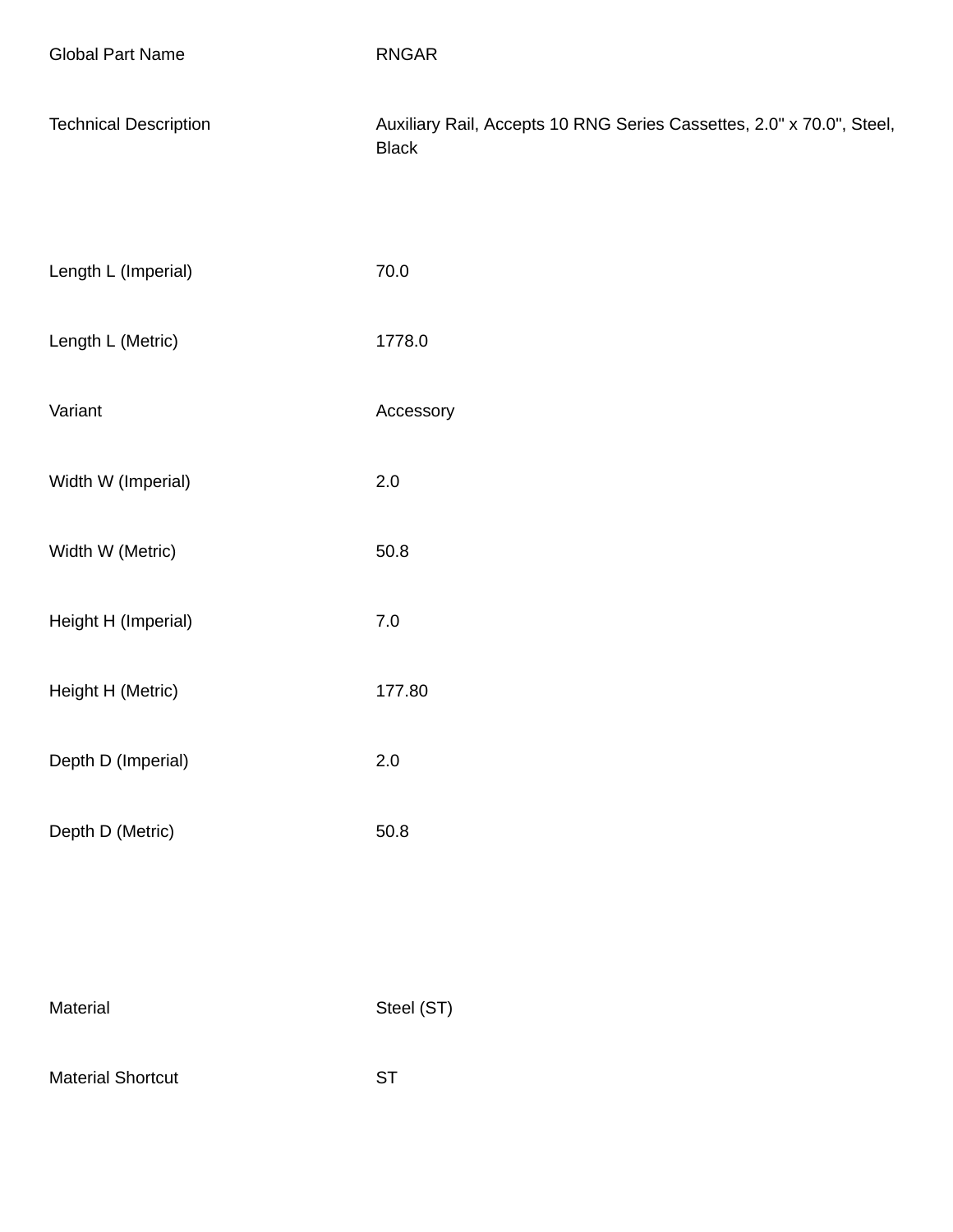| | |
|---|---|
| Global Part Name | RNGAR |
| Technical Description | Auxiliary Rail, Accepts 10 RNG Series Cassettes, 2.0" x 70.0", Steel, Black |
| Length L (Imperial) | 70.0 |
| Length L (Metric) | 1778.0 |
| Variant | Accessory |
| Width W (Imperial) | 2.0 |
| Width W (Metric) | 50.8 |
| Height H (Imperial) | 7.0 |
| Height H (Metric) | 177.80 |
| Depth D (Imperial) | 2.0 |
| Depth D (Metric) | 50.8 |
| Material | Steel (ST) |
| Material Shortcut | ST |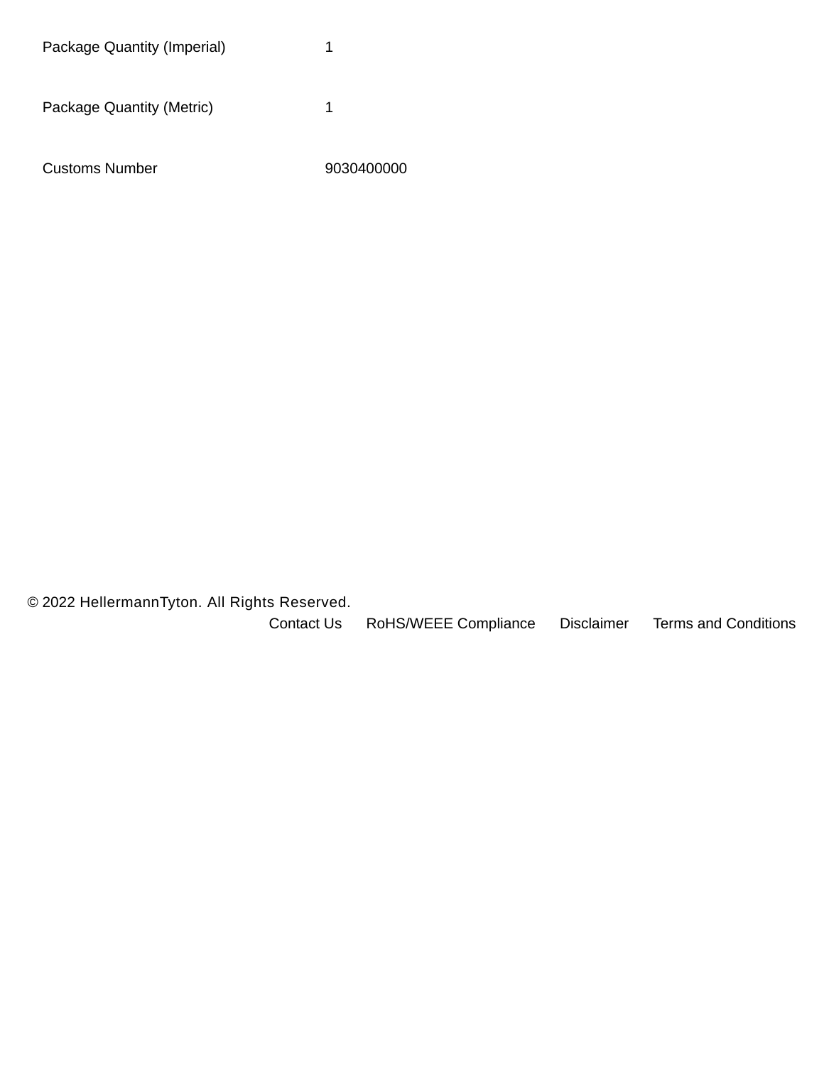| | |
|---|---|
| Package Quantity (Imperial) | 1 |
| Package Quantity (Metric) | 1 |
| Customs Number | 9030400000 |

© 2022 HellermannTyton. All Rights Reserved.

Contact Us RoHS/WEEE Compliance Disclaimer Terms and Conditions